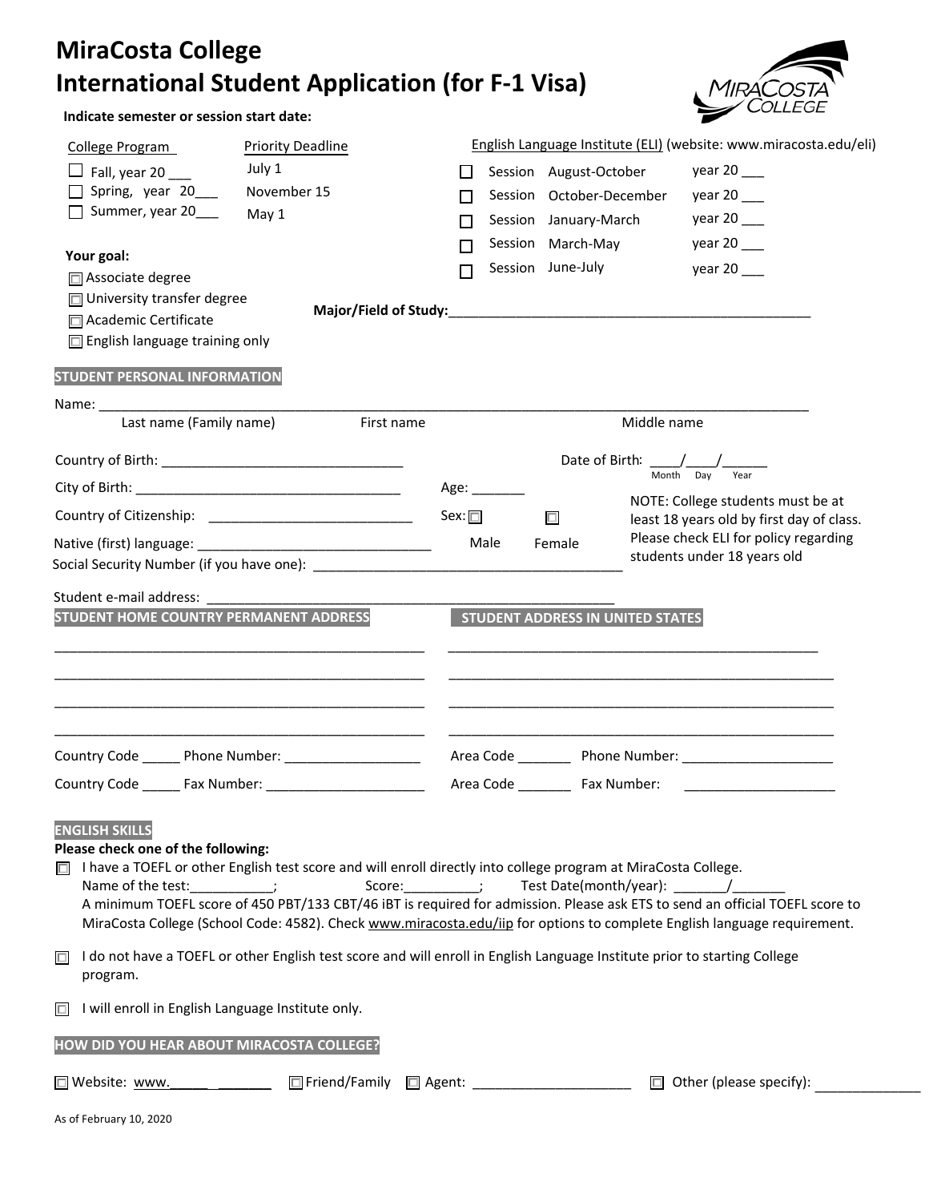# MiraCosta College
# International Student Application (for F-1 Visa)

**Indicate semester or session start date:**

| College Program | Priority Deadline |
|---|---|
| ☐ Fall, year 20 ___ | July 1 |
| ☐ Spring, year 20___ | November 15 |
| ☐ Summer, year 20___ | May 1 |

English Language Institute (ELI) (website: www.miracosta.edu/eli)

| | | |
|---|---|---|
| ☐ Session | August-October | year 20 ___ |
| ☐ Session | October-December | year 20 ___ |
| ☐ Session | January-March | year 20 ___ |
| ☐ Session | March-May | year 20 ___ |
| ☐ Session | June-July | year 20 ___ |

**Your goal:**

☐ Associate degree
☐ University transfer degree
☐ Academic Certificate
☐ English language training only

**Major/Field of Study:**_______________________________________________

## STUDENT PERSONAL INFORMATION

Name: _______________________________________________________________________________
Last name (Family name) First name Middle name

Country of Birth: _______________________________ Date of Birth: ____/____/______ (Month Day Year)

City of Birth: __________________________________ Age: _______

Country of Citizenship: ___________________________ Sex: ☐ Male ☐ Female

Native (first) language: ______________________________

NOTE: College students must be at least 18 years old by first day of class. Please check ELI for policy regarding students under 18 years old

Social Security Number (if you have one): ________________________________________

Student e-mail address: ______________________________________________________

## STUDENT HOME COUNTRY PERMANENT ADDRESS

_______________________________________________
_______________________________________________
_______________________________________________
_______________________________________________

Country Code _____ Phone Number: __________________

Country Code _____ Fax Number: _____________________

## STUDENT ADDRESS IN UNITED STATES

_______________________________________________
_______________________________________________
_______________________________________________
_______________________________________________

Area Code _______ Phone Number: ____________________

Area Code _______ Fax Number: ____________________

## ENGLISH SKILLS

**Please check one of the following:**

☐ I have a TOEFL or other English test score and will enroll directly into college program at MiraCosta College.
Name of the test:___________; Score:_________; Test Date(month/year): _______/_______
A minimum TOEFL score of 450 PBT/133 CBT/46 iBT is required for admission. Please ask ETS to send an official TOEFL score to MiraCosta College (School Code: 4582). Check www.miracosta.edu/iip for options to complete English language requirement.

☐ I do not have a TOEFL or other English test score and will enroll in English Language Institute prior to starting College program.

☐ I will enroll in English Language Institute only.

## HOW DID YOU HEAR ABOUT MIRACOSTA COLLEGE?

☐ Website: www._____ _______ ☐ Friend/Family ☐ Agent: ____________________ ☐ Other (please specify): _____________

As of February 10, 2020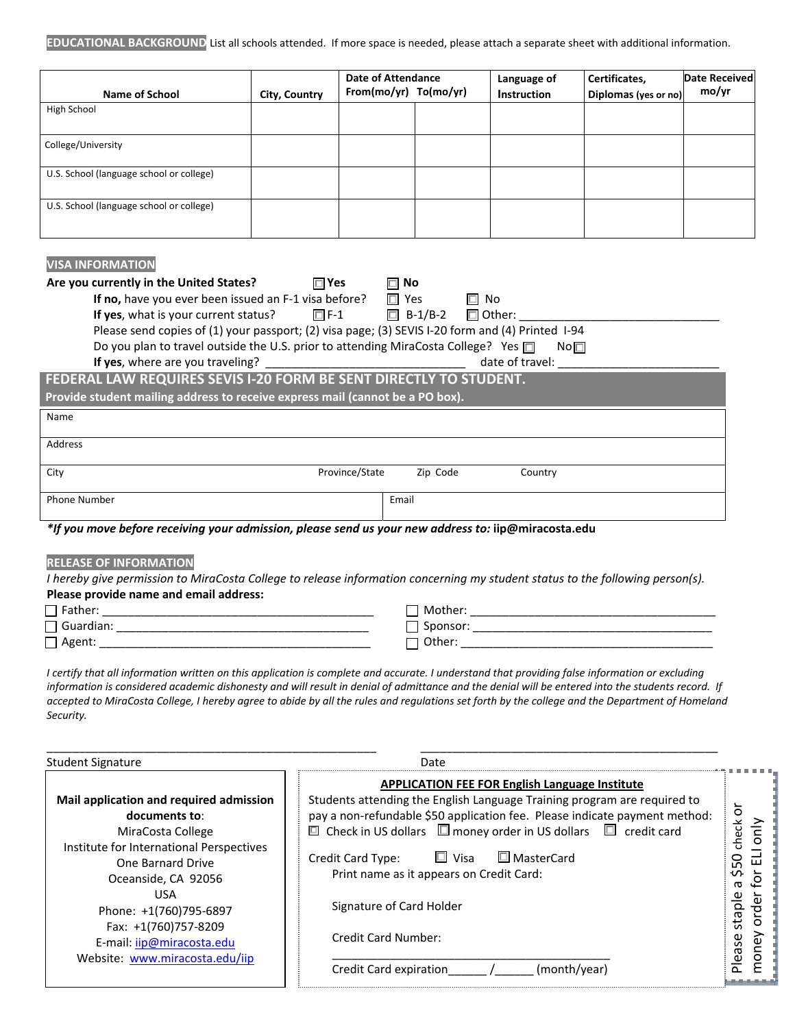**EDUCATIONAL BACKGROUND** List all schools attended. If more space is needed, please attach a separate sheet with additional information.

| Name of School | City, Country | Date of Attendance From(mo/yr) | To(mo/yr) | Language of Instruction | Certificates, Diplomas (yes or no) | Date Received mo/yr |
|---|---|---|---|---|---|---|
| High School | | | | | | |
| College/University | | | | | | |
| U.S. School (language school or college) | | | | | | |
| U.S. School (language school or college) | | | | | | |

**VISA INFORMATION**

**Are you currently in the United States?** ☐ **Yes** ☐ **No**

**If no,** have you ever been issued an F-1 visa before? ☐ Yes ☐ No

**If yes**, what is your current status? ☐ F-1 ☐ B-1/B-2 ☐ Other: ______________________________

Please send copies of (1) your passport; (2) visa page; (3) SEVIS I-20 form and (4) Printed I-94

Do you plan to travel outside the U.S. prior to attending MiraCosta College? Yes ☐ No ☐

**If yes**, where are you traveling? ______________________________ date of travel: ________________________

**FEDERAL LAW REQUIRES SEVIS I-20 FORM BE SENT DIRECTLY TO STUDENT.**

**Provide student mailing address to receive express mail (cannot be a PO box).**

| | | | |
|---|---|---|---|
| Name | | | |
| Address | | | |
| City | Province/State | Zip Code | Country |
| Phone Number | Email | | |

***If you move before receiving your admission, please send us your new address to:* iip@miracosta.edu**

**RELEASE OF INFORMATION**

*I hereby give permission to MiraCosta College to release information concerning my student status to the following person(s).*

**Please provide name and email address:**

☐ Father: ________________________________________ ☐ Mother: ________________________________________

☐ Guardian: ________________________________________ ☐ Sponsor: ________________________________________

☐ Agent: ________________________________________ ☐ Other: ________________________________________

*I certify that all information written on this application is complete and accurate. I understand that providing false information or excluding information is considered academic dishonesty and will result in denial of admittance and the denial will be entered into the students record. If accepted to MiraCosta College, I hereby agree to abide by all the rules and regulations set forth by the college and the Department of Homeland Security.*

________________________________________________ ________________________________________________

Student Signature Date

**Mail application and required admission documents to**:

MiraCosta College
Institute for International Perspectives
One Barnard Drive
Oceanside, CA 92056
USA
Phone: +1(760)795-6897
Fax: +1(760)757-8209
E-mail: iip@miracosta.edu
Website: www.miracosta.edu/iip

**APPLICATION FEE FOR English Language Institute**

Students attending the English Language Training program are required to pay a non-refundable $50 application fee. Please indicate payment method:

☐ Check in US dollars ☐ money order in US dollars ☐ credit card

Credit Card Type: ☐ Visa ☐ MasterCard

Print name as it appears on Credit Card:

Signature of Card Holder

Credit Card Number:

____________________________________________

Credit Card expiration______ /______ (month/year)

Please staple a $50 check or money order for ELI only